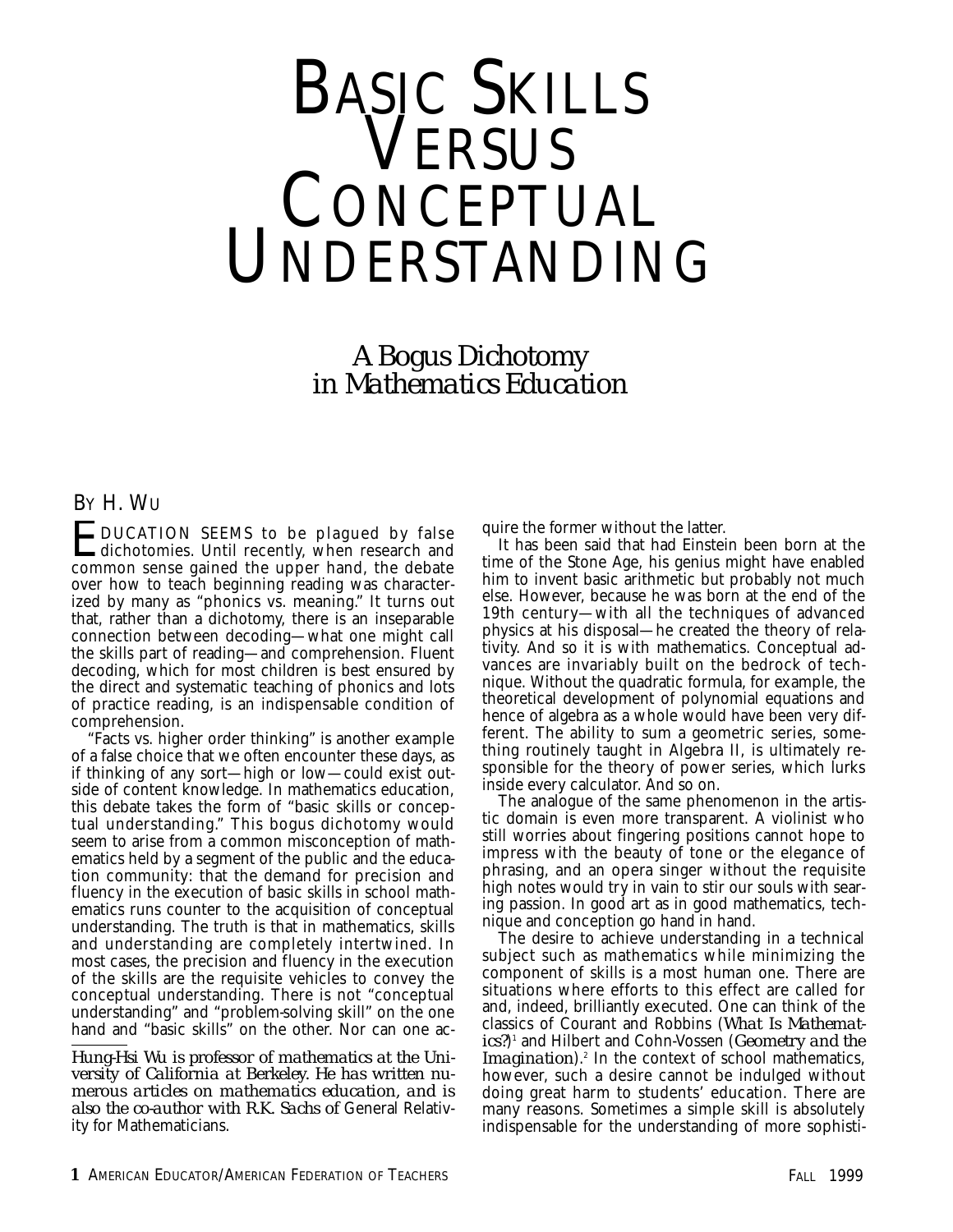# BASIC SKILLS VERSUS CONCEPTUAL UNDERSTANDING

## *A Bogus Dichotomy in Mathematics Education*

BY H. WU

EDUCATION SEEMS to be plagued by false dichotomies. Until recently, when research and common sense gained the upper hand, the debate over how to teach beginning reading was characterized by many as "phonics vs. meaning." It turns out that, rather than a dichotomy, there is an inseparable connection between decoding—what one might call the skills part of reading—and comprehension. Fluent decoding, which for most children is best ensured by the direct and systematic teaching of phonics and lots of practice reading, is an indispensable condition of comprehension.

"Facts vs. higher order thinking" is another example of a false choice that we often encounter these days, as if thinking of any sort—high or low—could exist outside of content knowledge. In mathematics education, this debate takes the form of "basic skills or conceptual understanding." This bogus dichotomy would seem to arise from a common misconception of mathematics held by a segment of the public and the education community: that the demand for precision and fluency in the execution of basic skills in school mathematics runs counter to the acquisition of conceptual understanding. The truth is that in mathematics, skills and understanding are completely intertwined. In most cases, the precision and fluency in the execution of the skills are the requisite vehicles to convey the conceptual understanding. There is not "conceptual understanding" and "problem-solving skill" on the one hand and "basic skills" on the other. Nor can one acquire the former without the latter.

It has been said that had Einstein been born at the time of the Stone Age, his genius might have enabled him to invent basic arithmetic but probably not much else. However, because he was born at the end of the 19th century—with all the techniques of advanced physics at his disposal—he created the theory of relativity. And so it is with mathematics. Conceptual advances are invariably built on the bedrock of technique. Without the quadratic formula, for example, the theoretical development of polynomial equations and hence of algebra as a whole would have been very different. The ability to sum a geometric series, something routinely taught in Algebra II, is ultimately responsible for the theory of power series, which lurks inside every calculator. And so on.

The analogue of the same phenomenon in the artistic domain is even more transparent. A violinist who still worries about fingering positions cannot hope to impress with the beauty of tone or the elegance of phrasing, and an opera singer without the requisite high notes would try in vain to stir our souls with searing passion. In good art as in good mathematics, technique and conception go hand in hand.

The desire to achieve understanding in a technical subject such as mathematics while minimizing the component of skills is a most human one. There are situations where efforts to this effect are called for and, indeed, brilliantly executed. One can think of the classics of Courant and Robbins (*What Is Mathematics?*)[1] and Hilbert and Cohn-Vossen (*Geometry and the Imagination*).[2] In the context of school mathematics, however, such a desire cannot be indulged without doing great harm to students' education. There are many reasons. Sometimes a simple skill is absolutely indispensable for the understanding of more sophisti-

*Hung-Hsi Wu is professor of mathematics at the University of California at Berkeley. He has written numerous articles on mathematics education, and is also the co-author with R.K. Sachs of* General Relativity for Mathematicians.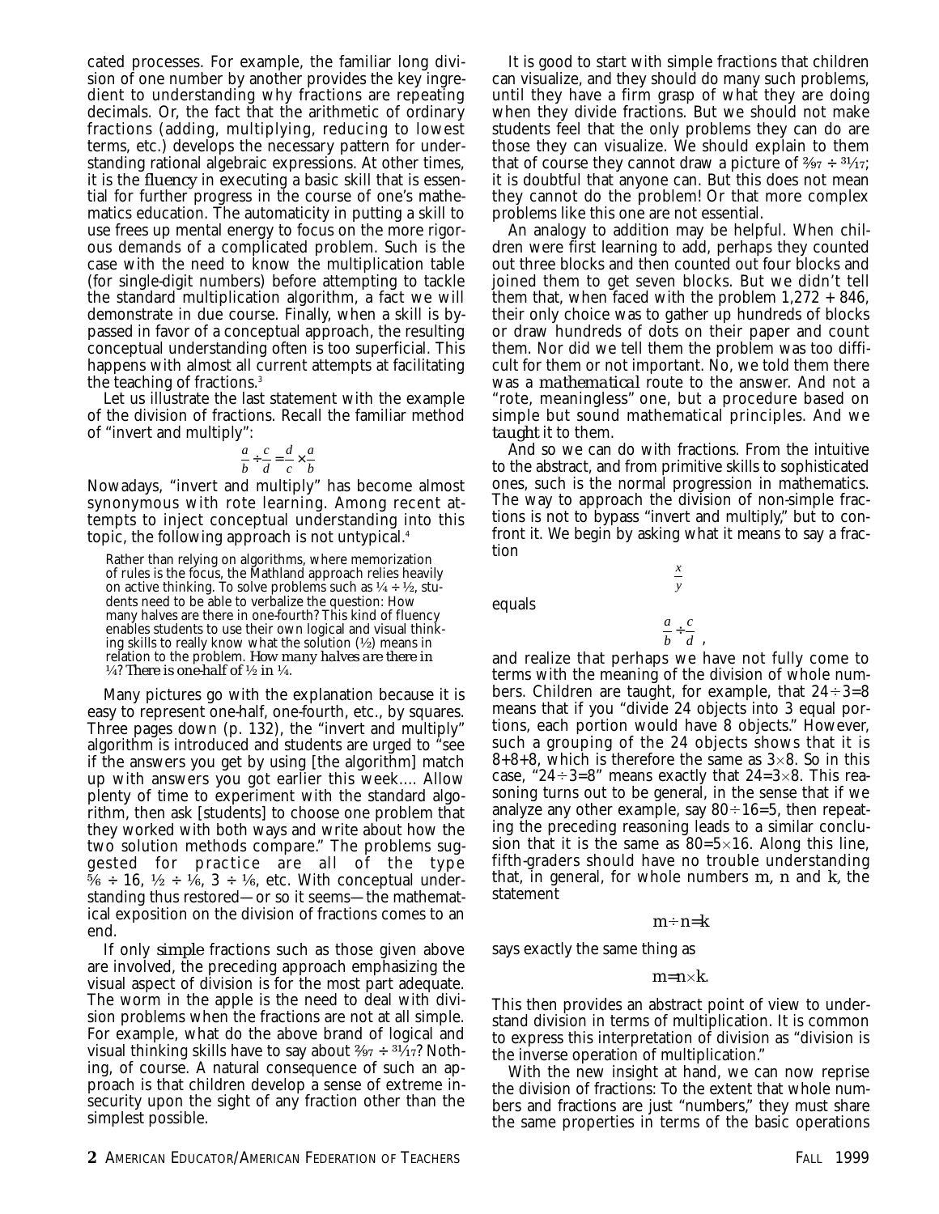cated processes. For example, the familiar long division of one number by another provides the key ingredient to understanding why fractions are repeating decimals. Or, the fact that the arithmetic of ordinary fractions (adding, multiplying, reducing to lowest terms, etc.) develops the necessary pattern for understanding rational algebraic expressions. At other times, it is the *fluency* in executing a basic skill that is essential for further progress in the course of one's mathematics education. The automaticity in putting a skill to use frees up mental energy to focus on the more rigorous demands of a complicated problem. Such is the case with the need to know the multiplication table (for single-digit numbers) before attempting to tackle the standard multiplication algorithm, a fact we will demonstrate in due course. Finally, when a skill is bypassed in favor of a conceptual approach, the resulting conceptual understanding often is too superficial. This happens with almost all current attempts at facilitating the teaching of fractions.[3]

Let us illustrate the last statement with the example of the division of fractions. Recall the familiar method of "invert and multiply":

$$\frac{a}{b} \div \frac{c}{d} = \frac{d}{c} \times \frac{a}{b}$$

Nowadays, "invert and multiply" has become almost synonymous with rote learning. Among recent attempts to inject conceptual understanding into this topic, the following approach is not untypical.[4]

> Rather than relying on algorithms, where memorization of rules is the focus, the Mathland approach relies heavily on active thinking. To solve problems such as $\frac{1}{4} \div \frac{1}{2}$, students need to be able to verbalize the question: How many halves are there in one-fourth? This kind of fluency enables students to use their own logical and visual thinking skills to really know what the solution ($\frac{1}{2}$) means in relation to the problem. *How many halves are there in $\frac{1}{4}$? There is one-half of $\frac{1}{2}$ in $\frac{1}{4}$.*

Many pictures go with the explanation because it is easy to represent one-half, one-fourth, etc., by squares. Three pages down (p. 132), the "invert and multiply" algorithm is introduced and students are urged to "see if the answers you get by using [the algorithm] match up with answers you got earlier this week.... Allow plenty of time to experiment with the standard algorithm, then ask [students] to choose one problem that they worked with both ways and write about how the two solution methods compare." The problems suggested for practice are all of the type $\frac{5}{6} \div 16$, $\frac{1}{2} \div \frac{1}{6}$, $3 \div \frac{1}{6}$, etc. With conceptual understanding thus restored—or so it seems—the mathematical exposition on the division of fractions comes to an end.

If only *simple* fractions such as those given above are involved, the preceding approach emphasizing the visual aspect of division is for the most part adequate. The worm in the apple is the need to deal with division problems when the fractions are not at all simple. For example, what do the above brand of logical and visual thinking skills have to say about $\frac{2}{97} \div \frac{31}{17}$? Nothing, of course. A natural consequence of such an approach is that children develop a sense of extreme insecurity upon the sight of any fraction other than the simplest possible.

It is good to start with simple fractions that children can visualize, and they should do many such problems, until they have a firm grasp of what they are doing when they divide fractions. But we should not make students feel that the only problems they can do are those they can visualize. We should explain to them that of course they cannot draw a picture of $\frac{2}{97} \div \frac{31}{17}$; it is doubtful that anyone can. But this does not mean they cannot do the problem! Or that more complex problems like this one are not essential.

An analogy to addition may be helpful. When children were first learning to add, perhaps they counted out three blocks and then counted out four blocks and joined them to get seven blocks. But we didn't tell them that, when faced with the problem 1,272 + 846, their only choice was to gather up hundreds of blocks or draw hundreds of dots on their paper and count them. Nor did we tell them the problem was too difficult for them or not important. No, we told them there was a *mathematical* route to the answer. And not a "rote, meaningless" one, but a procedure based on simple but sound mathematical principles. And we *taught* it to them.

And so we can do with fractions. From the intuitive to the abstract, and from primitive skills to sophisticated ones, such is the normal progression in mathematics. The way to approach the division of non-simple fractions is not to bypass "invert and multiply," but to confront it. We begin by asking what it means to say a fraction

$$\frac{x}{y}$$

equals

$$\frac{a}{b} \div \frac{c}{d},$$

and realize that perhaps we have not fully come to terms with the meaning of the division of whole numbers. Children are taught, for example, that $24 \div 3 = 8$ means that if you "divide 24 objects into 3 equal portions, each portion would have 8 objects." However, such a grouping of the 24 objects shows that it is 8+8+8, which is therefore the same as $3 \times 8$. So in this case, "$24 \div 3 = 8$" means exactly that $24 = 3 \times 8$. This reasoning turns out to be general, in the sense that if we analyze any other example, say $80 \div 16 = 5$, then repeating the preceding reasoning leads to a similar conclusion that it is the same as $80 = 5 \times 16$. Along this line, fifth-graders should have no trouble understanding that, in general, for whole numbers $m$, $n$ and $k$, the statement

$$m \div n = k$$

says exactly the same thing as

$$m = n \times k.$$

This then provides an abstract point of view to understand division in terms of multiplication. It is common to express this interpretation of division as "division is the inverse operation of multiplication."

With the new insight at hand, we can now reprise the division of fractions: To the extent that whole numbers and fractions are just "numbers," they must share the same properties in terms of the basic operations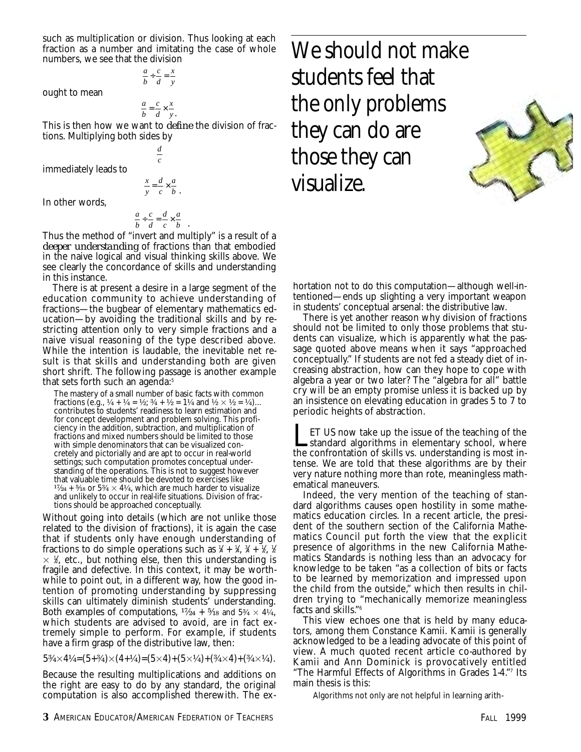such as multiplication or division. Thus looking at each fraction as a number and imitating the case of whole numbers, we see that the division

$$\frac{a}{b} \div \frac{c}{d} = \frac{x}{y}$$

ought to mean

$$\frac{a}{b} = \frac{c}{d} \times \frac{x}{y}.$$

This is then how we want to *define* the division of fractions. Multiplying both sides by

$$\frac{d}{c}$$

immediately leads to

$$\frac{x}{y} = \frac{d}{c} \times \frac{a}{b}.$$

In other words,

$$\frac{a}{b} \div \frac{c}{d} = \frac{d}{c} \times \frac{a}{b}.$$

Thus the method of "invert and multiply" is a result of a *deeper understanding* of fractions than that embodied in the naive logical and visual thinking skills above. We see clearly the concordance of skills and understanding in this instance.

There is at present a desire in a large segment of the education community to achieve understanding of fractions—the bugbear of elementary mathematics education—by avoiding the traditional skills and by restricting attention only to very simple fractions and a naive visual reasoning of the type described above. While the intention is laudable, the inevitable net result is that skills and understanding both are given short shrift. The following passage is another example that sets forth such an agenda:[5]

> The mastery of a small number of basic facts with common fractions (e.g., $\frac{1}{4} + \frac{1}{4} = \frac{1}{2}$; $\frac{3}{4} + \frac{1}{2} = 1\frac{1}{4}$ and $\frac{1}{2} \times \frac{1}{2} = \frac{1}{4}$)... contributes to students' readiness to learn estimation and for concept development and problem solving. This proficiency in the addition, subtraction, and multiplication of fractions and mixed numbers should be limited to those with simple denominators that can be visualized concretely and pictorially and are apt to occur in real-world settings; such computation promotes conceptual understanding of the operations. This is not to suggest however that valuable time should be devoted to exercises like $\frac{17}{24} + \frac{5}{18}$ or $5\frac{3}{4} \times 4\frac{1}{4}$, which are much harder to visualize and unlikely to occur in real-life situations. Division of fractions should be approached conceptually.

Without going into details (which are not unlike those related to the division of fractions), it is again the case that if students only have enough understanding of fractions to do simple operations such as $\frac{1}{4} + \frac{1}{4}$, $\frac{3}{4} + \frac{1}{2}$, $\frac{1}{2} \times \frac{1}{2}$, etc., but nothing else, then this understanding is fragile and defective. In this context, it may be worthwhile to point out, in a different way, how the good intention of promoting understanding by suppressing skills can ultimately diminish students' understanding. Both examples of computations, $\frac{17}{24} + \frac{5}{18}$ and $5\frac{3}{4} \times 4\frac{1}{4}$, which students are advised to avoid, are in fact extremely simple to perform. For example, if students have a firm grasp of the distributive law, then:

$$5\tfrac{3}{4} \times 4\tfrac{1}{4} = (5+\tfrac{3}{4}) \times (4+\tfrac{1}{4}) = (5\times4) + (5\times\tfrac{1}{4}) + (\tfrac{3}{4}\times4) + (\tfrac{3}{4}\times\tfrac{1}{4}).$$

Because the resulting multiplications and additions on the right are easy to do by any standard, the original computation is also accomplished therewith. The exhortation not to do this computation—although well-intentioned—ends up slighting a very important weapon in students' conceptual arsenal: the distributive law.

There is yet another reason why division of fractions should not be limited to only those problems that students can visualize, which is apparently what the passage quoted above means when it says "approached conceptually." If students are not fed a steady diet of increasing abstraction, how can they hope to cope with algebra a year or two later? The "algebra for all" battle cry will be an empty promise unless it is backed up by an insistence on elevating education in grades 5 to 7 to periodic heights of abstraction.

**We should not make students feel that the only problems they can do are those they can visualize.**

LET US now take up the issue of the teaching of the standard algorithms in elementary school, where the confrontation of skills vs. understanding is most intense. We are told that these algorithms are by their very nature nothing more than rote, meaningless mathematical maneuvers.

Indeed, the very mention of the teaching of standard algorithms causes open hostility in some mathematics education circles. In a recent article, the president of the southern section of the California Mathematics Council put forth the view that the explicit presence of algorithms in the new California Mathematics Standards is nothing less than an advocacy for knowledge to be taken "as a collection of bits or facts to be learned by memorization and impressed upon the child from the outside," which then results in children trying to "mechanically memorize meaningless facts and skills."[6]

This view echoes one that is held by many educators, among them Constance Kamii. Kamii is generally acknowledged to be a leading advocate of this point of view. A much quoted recent article co-authored by Kamii and Ann Dominick is provocatively entitled "The Harmful Effects of Algorithms in Grades 1-4."[7] Its main thesis is this:

> Algorithms not only are not helpful in learning arith-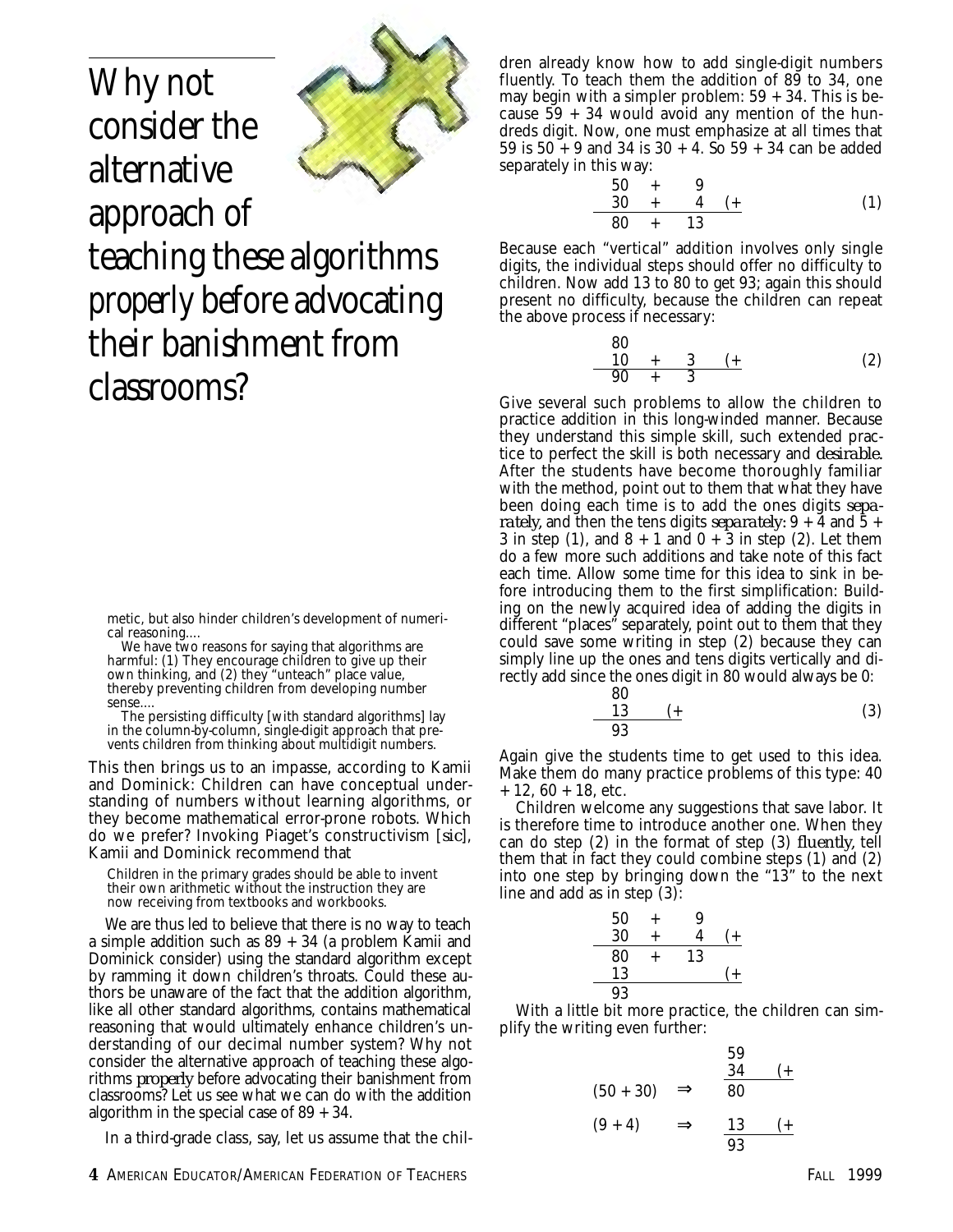## Why not consider the alternative approach of teaching these algorithms properly before advocating their banishment from classrooms?

> metic, but also hinder children's development of numerical reasoning....
>
> We have two reasons for saying that algorithms are harmful: (1) They encourage children to give up their own thinking, and (2) they "unteach" place value, thereby preventing children from developing number sense....
>
> The persisting difficulty [with standard algorithms] lay in the column-by-column, single-digit approach that prevents children from thinking about multidigit numbers.

This then brings us to an impasse, according to Kamii and Dominick: Children can have conceptual understanding of numbers without learning algorithms, or they become mathematical error-prone robots. Which do we prefer? Invoking Piaget's constructivism [*sic*], Kamii and Dominick recommend that

> Children in the primary grades should be able to invent their own arithmetic without the instruction they are now receiving from textbooks and workbooks.

We are thus led to believe that there is no way to teach a simple addition such as 89 + 34 (a problem Kamii and Dominick consider) using the standard algorithm except by ramming it down children's throats. Could these authors be unaware of the fact that the addition algorithm, like all other standard algorithms, contains mathematical reasoning that would ultimately enhance children's understanding of our decimal number system? Why not consider the alternative approach of teaching these algorithms *properly* before advocating their banishment from classrooms? Let us see what we can do with the addition algorithm in the special case of 89 + 34.

In a third-grade class, say, let us assume that the children already know how to add single-digit numbers fluently. To teach them the addition of 89 to 34, one may begin with a simpler problem: 59 + 34. This is because 59 + 34 would avoid any mention of the hundreds digit. Now, one must emphasize at all times that 59 is 50 + 9 and 34 is 30 + 4. So 59 + 34 can be added separately in this way:

$$\begin{array}{rcrl} 50 & + & 9 & \\ \underline{30} & \underline{+} & \underline{4} & (+ \\ 80 & + & 13 & \end{array} \qquad (1)$$

Because each "vertical" addition involves only single digits, the individual steps should offer no difficulty to children. Now add 13 to 80 to get 93; again this should present no difficulty, because the children can repeat the above process if necessary:

$$\begin{array}{rcrl} 80 & & & \\ \underline{10} & \underline{+} & \underline{3} & (+ \\ 90 & + & 3 & \end{array} \qquad (2)$$

Give several such problems to allow the children to practice addition in this long-winded manner. Because they understand this simple skill, such extended practice to perfect the skill is both necessary and *desirable*. After the students have become thoroughly familiar with the method, point out to them that what they have been doing each time is to add the ones digits *separately*, and then the tens digits *separately*: 9 + 4 and 5 + 3 in step (1), and 8 + 1 and 0 + 3 in step (2). Let them do a few more such additions and take note of this fact each time. Allow some time for this idea to sink in before introducing them to the first simplification: Building on the newly acquired idea of adding the digits in different "places" separately, point out to them that they could save some writing in step (2) because they can simply line up the ones and tens digits vertically and directly add since the ones digit in 80 would always be 0:

$$\begin{array}{rl} 80 & \\ \underline{13} & (+ \\ 93 & \end{array} \qquad (3)$$

Again give the students time to get used to this idea. Make them do many practice problems of this type: 40 + 12, 60 + 18, etc.

Children welcome any suggestions that save labor. It is therefore time to introduce another one. When they can do step (2) in the format of step (3) *fluently*, tell them that in fact they could combine steps (1) and (2) into one step by bringing down the "13" to the next line and add as in step (3):

$$\begin{array}{rcrl} 50 & + & 9 & \\ \underline{30} & \underline{+} & \underline{4} & (+ \\ 80 & + & 13 & \\ \underline{13} & & & (+ \\ 93 & & & \end{array}$$

With a little bit more practice, the children can simplify the writing even further:

$$\begin{array}{rcrl} & & 59 & \\ & & \underline{34} & (+ \\ (50 + 30) & \Rightarrow & 80 & \\ (9 + 4) & \Rightarrow & \underline{13} & (+ \\ & & 93 & \end{array}$$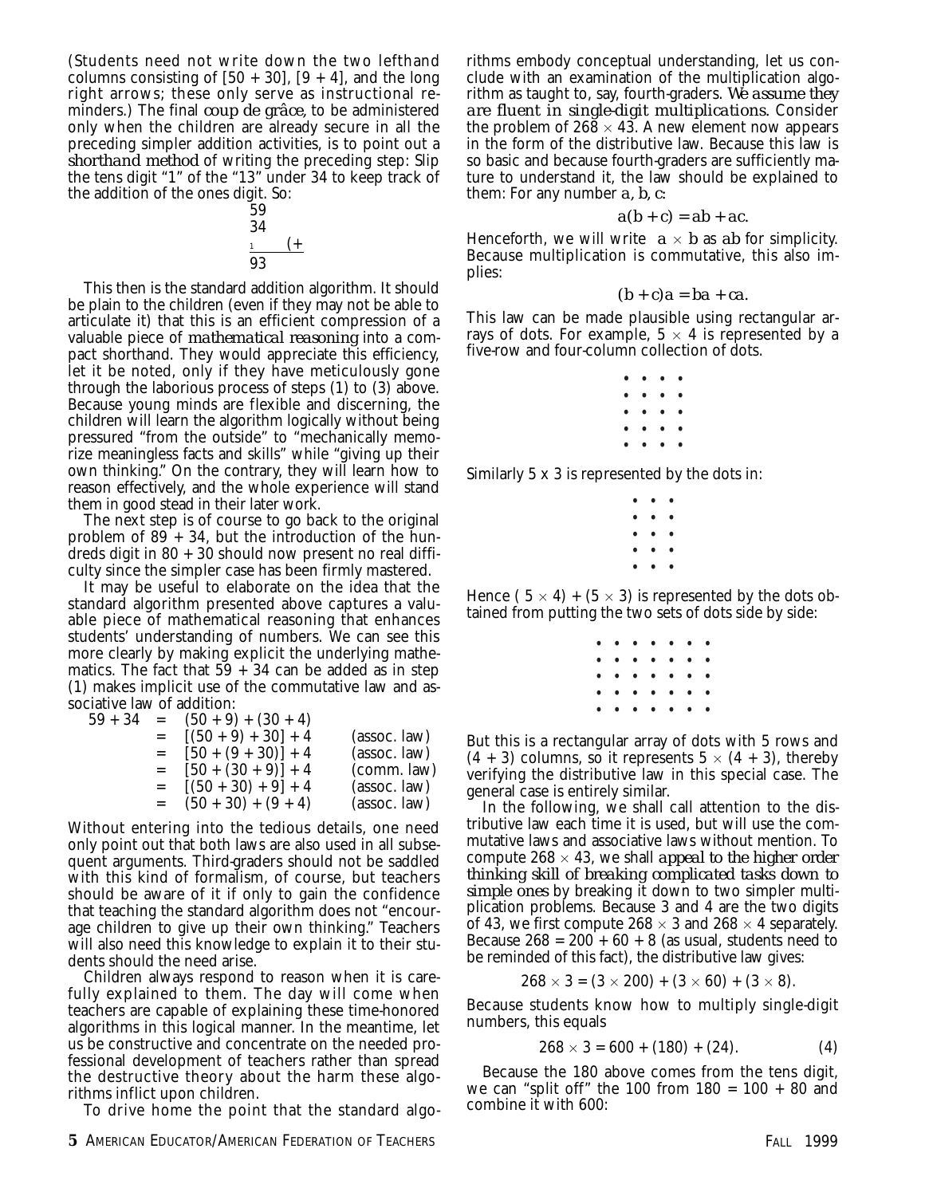(Students need not write down the two lefthand columns consisting of [50 + 30], [9 + 4], and the long right arrows; these only serve as instructional reminders.) The final *coup de grâce*, to be administered only when the children are already secure in all the preceding simpler addition activities, is to point out a *shorthand method* of writing the preceding step: Slip the tens digit "1" of the "13" under 34 to keep track of the addition of the ones digit. So:

```
 59
 34
 1    (+
 ----
 93
```

This then is the standard addition algorithm. It should be plain to the children (even if they may not be able to articulate it) that this is an efficient compression of a valuable piece of *mathematical reasoning* into a compact shorthand. They would appreciate this efficiency, let it be noted, only if they have meticulously gone through the laborious process of steps (1) to (3) above. Because young minds are flexible and discerning, the children will learn the algorithm logically without being pressured "from the outside" to "mechanically memorize meaningless facts and skills" while "giving up their own thinking." On the contrary, they will learn how to reason effectively, and the whole experience will stand them in good stead in their later work.

The next step is of course to go back to the original problem of 89 + 34, but the introduction of the hundreds digit in 80 + 30 should now present no real difficulty since the simpler case has been firmly mastered.

It may be useful to elaborate on the idea that the standard algorithm presented above captures a valuable piece of mathematical reasoning that enhances students' understanding of numbers. We can see this more clearly by making explicit the underlying mathematics. The fact that 59 + 34 can be added as in step (1) makes implicit use of the commutative law and associative law of addition:

$$
\begin{aligned}
59 + 34 &= (50 + 9) + (30 + 4) & \\
&= [(50 + 9) + 30] + 4 & \text{(assoc. law)} \\
&= [50 + (9 + 30)] + 4 & \text{(assoc. law)} \\
&= [50 + (30 + 9)] + 4 & \text{(comm. law)} \\
&= [(50 + 30) + 9] + 4 & \text{(assoc. law)} \\
&= (50 + 30) + (9 + 4) & \text{(assoc. law)}
\end{aligned}
$$

Without entering into the tedious details, one need only point out that both laws are also used in all subsequent arguments. Third-graders should not be saddled with this kind of formalism, of course, but teachers should be aware of it if only to gain the confidence that teaching the standard algorithm does not "encourage children to give up their own thinking." Teachers will also need this knowledge to explain it to their students should the need arise.

Children always respond to reason when it is carefully explained to them. The day will come when teachers are capable of explaining these time-honored algorithms in this logical manner. In the meantime, let us be constructive and concentrate on the needed professional development of teachers rather than spread the destructive theory about the harm these algorithms inflict upon children.

To drive home the point that the standard algorithms embody conceptual understanding, let us conclude with an examination of the multiplication algorithm as taught to, say, fourth-graders. *We assume they are fluent in single-digit multiplications.* Consider the problem of $268 \times 43$. A new element now appears in the form of the distributive law. Because this law is so basic and because fourth-graders are sufficiently mature to understand it, the law should be explained to them: For any number $a, b, c$:

$$a(b + c) = ab + ac.$$

Henceforth, we will write $a \times b$ as $ab$ for simplicity. Because multiplication is commutative, this also implies:

$$(b + c)a = ba + ca.$$

This law can be made plausible using rectangular arrays of dots. For example, $5 \times 4$ is represented by a five-row and four-column collection of dots.

```
• • • •
• • • •
• • • •
• • • •
• • • •
```

Similarly 5 x 3 is represented by the dots in:

```
• • •
• • •
• • •
• • •
• • •
```

Hence $(5 \times 4) + (5 \times 3)$ is represented by the dots obtained from putting the two sets of dots side by side:

```
• • • • • • •
• • • • • • •
• • • • • • •
• • • • • • •
• • • • • • •
```

But this is a rectangular array of dots with 5 rows and (4 + 3) columns, so it represents $5 \times (4 + 3)$, thereby verifying the distributive law in this special case. The general case is entirely similar.

In the following, we shall call attention to the distributive law each time it is used, but will use the commutative laws and associative laws without mention. To compute $268 \times 43$, we shall *appeal to the higher order thinking skill of breaking complicated tasks down to simple ones* by breaking it down to two simpler multiplication problems. Because 3 and 4 are the two digits of 43, we first compute $268 \times 3$ and $268 \times 4$ separately. Because 268 = 200 + 60 + 8 (as usual, students need to be reminded of this fact), the distributive law gives:

$$268 \times 3 = (3 \times 200) + (3 \times 60) + (3 \times 8).$$

Because students know how to multiply single-digit numbers, this equals

$$268 \times 3 = 600 + (180) + (24). \tag{4}$$

Because the 180 above comes from the tens digit, we can "split off" the 100 from 180 = 100 + 80 and combine it with 600: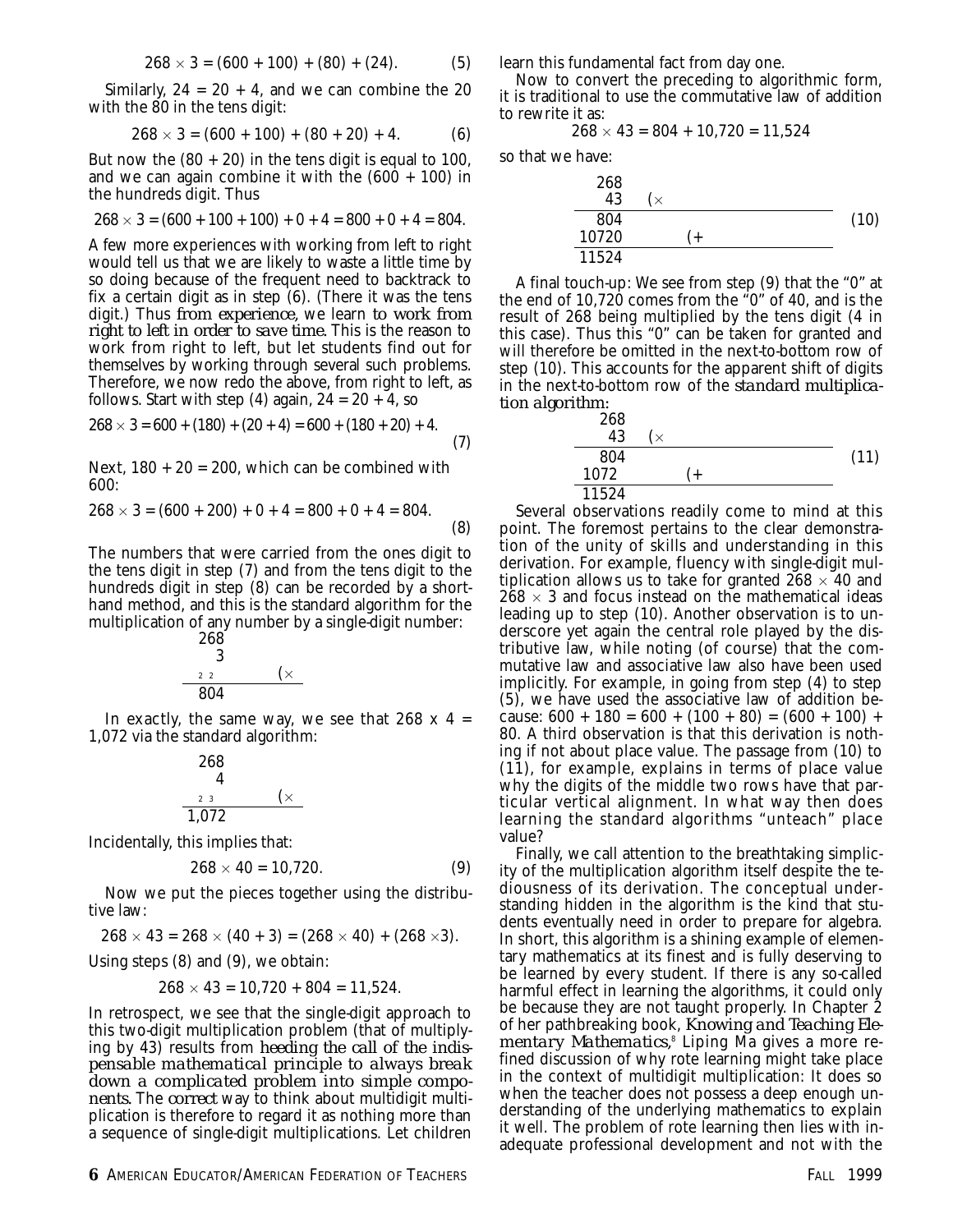$$268 \times 3 = (600 + 100) + (80) + (24). \quad (5)$$

Similarly, $24 = 20 + 4$, and we can combine the 20 with the 80 in the tens digit:

$$268 \times 3 = (600 + 100) + (80 + 20) + 4. \quad (6)$$

But now the $(80 + 20)$ in the tens digit is equal to 100, and we can again combine it with the $(600 + 100)$ in the hundreds digit. Thus

$$268 \times 3 = (600 + 100 + 100) + 0 + 4 = 800 + 0 + 4 = 804.$$

A few more experiences with working from left to right would tell us that we are likely to waste a little time by so doing because of the frequent need to backtrack to fix a certain digit as in step (6). (There it was the tens digit.) Thus *from experience, we learn to work from right to left in order to save time.* This is the reason to work from right to left, but let students find out for themselves by working through several such problems. Therefore, we now redo the above, from right to left, as follows. Start with step (4) again, $24 = 20 + 4$, so

$$268 \times 3 = 600 + (180) + (20 + 4) = 600 + (180 + 20) + 4. \quad (7)$$

Next, $180 + 20 = 200$, which can be combined with 600:

$$268 \times 3 = (600 + 200) + 0 + 4 = 800 + 0 + 4 = 804. \quad (8)$$

The numbers that were carried from the ones digit to the tens digit in step (7) and from the tens digit to the hundreds digit in step (8) can be recorded by a shorthand method, and this is the standard algorithm for the multiplication of any number by a single-digit number:

```
  268
    3
  2 2    (×
  804
```

In exactly, the same way, we see that 268 x 4 = 1,072 via the standard algorithm:

```
  268
    4
  2 3    (×
1,072
```

Incidentally, this implies that:

$$268 \times 40 = 10{,}720. \quad (9)$$

Now we put the pieces together using the distributive law:

$$268 \times 43 = 268 \times (40 + 3) = (268 \times 40) + (268 \times 3).$$

Using steps (8) and (9), we obtain:

$$268 \times 43 = 10{,}720 + 804 = 11{,}524.$$

In retrospect, we see that the single-digit approach to this two-digit multiplication problem (that of multiplying by 43) results from *heeding the call of the indispensable mathematical principle to always break down a complicated problem into simple components.* The *correct* way to think about multidigit multiplication is therefore to regard it as nothing more than a sequence of single-digit multiplications. Let children learn this fundamental fact from day one.

Now to convert the preceding to algorithmic form, it is traditional to use the commutative law of addition to rewrite it as:

$$268 \times 43 = 804 + 10{,}720 = 11{,}524$$

so that we have:

```
  268
   43    (×
  804                (10)
10720      (+
11524
```

A final touch-up: We see from step (9) that the "0" at the end of 10,720 comes from the "0" of 40, and is the result of 268 being multiplied by the tens digit (4 in this case). Thus this "0" can be taken for granted and will therefore be omitted in the next-to-bottom row of step (10). This accounts for the apparent shift of digits in the next-to-bottom row of the *standard multiplication algorithm*:

```
  268
   43    (×
  804                (11)
 1072      (+
11524
```

Several observations readily come to mind at this point. The foremost pertains to the clear demonstration of the unity of skills and understanding in this derivation. For example, fluency with single-digit multiplication allows us to take for granted $268 \times 40$ and $268 \times 3$ and focus instead on the mathematical ideas leading up to step (10). Another observation is to underscore yet again the central role played by the distributive law, while noting (of course) that the commutative law and associative law also have been used implicitly. For example, in going from step (4) to step (5), we have used the associative law of addition because: $600 + 180 = 600 + (100 + 80) = (600 + 100) + 80$. A third observation is that this derivation is nothing if not about place value. The passage from (10) to (11), for example, explains in terms of place value why the digits of the middle two rows have that particular vertical alignment. In what way then does learning the standard algorithms "unteach" place value?

Finally, we call attention to the breathtaking simplicity of the multiplication algorithm itself despite the tediousness of its derivation. The conceptual understanding hidden in the algorithm is the kind that students eventually need in order to prepare for algebra. In short, this algorithm is a shining example of elementary mathematics at its finest and is fully deserving to be learned by every student. If there is any so-called harmful effect in learning the algorithms, it could only be because they are not taught properly. In Chapter 2 of her pathbreaking book, *Knowing and Teaching Elementary Mathematics*,[8] Liping Ma gives a more refined discussion of why rote learning might take place in the context of multidigit multiplication: It does so when the teacher does not possess a deep enough understanding of the underlying mathematics to explain it well. The problem of rote learning then lies with inadequate professional development and not with the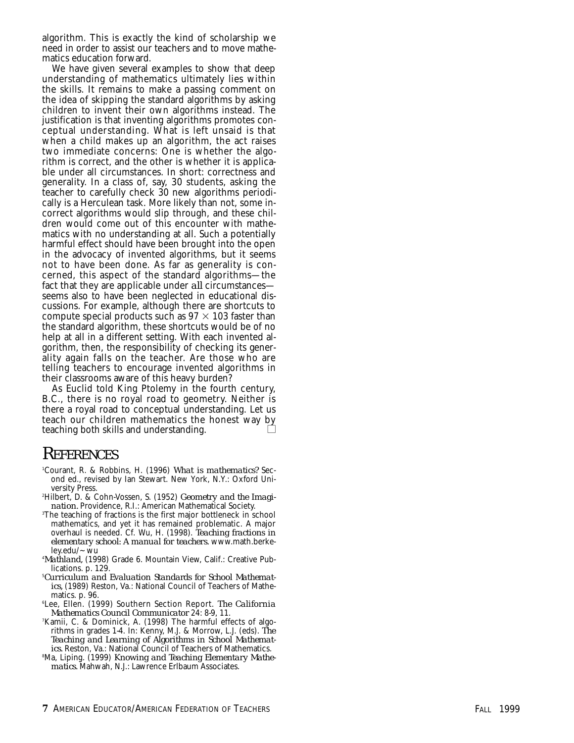algorithm. This is exactly the kind of scholarship we need in order to assist our teachers and to move mathematics education forward.

We have given several examples to show that deep understanding of mathematics ultimately lies within the skills. It remains to make a passing comment on the idea of skipping the standard algorithms by asking children to invent their own algorithms instead. The justification is that inventing algorithms promotes conceptual understanding. What is left unsaid is that when a child makes up an algorithm, the act raises two immediate concerns: One is whether the algorithm is correct, and the other is whether it is applicable under all circumstances. In short: correctness and generality. In a class of, say, 30 students, asking the teacher to carefully check 30 new algorithms periodically is a Herculean task. More likely than not, some incorrect algorithms would slip through, and these children would come out of this encounter with mathematics with no understanding at all. Such a potentially harmful effect should have been brought into the open in the advocacy of invented algorithms, but it seems not to have been done. As far as generality is concerned, this aspect of the standard algorithms—the fact that they are applicable under *all* circumstances—seems also to have been neglected in educational discussions. For example, although there are shortcuts to compute special products such as $97 \times 103$ faster than the standard algorithm, these shortcuts would be of no help at all in a different setting. With each invented algorithm, then, the responsibility of checking its generality again falls on the teacher. Are those who are telling teachers to encourage invented algorithms in their classrooms aware of this heavy burden?

As Euclid told King Ptolemy in the fourth century, B.C., there is no royal road to geometry. Neither is there a royal road to conceptual understanding. Let us teach our children mathematics the honest way by teaching both skills and understanding. □

# References

[1] Courant, R. & Robbins, H. (1996) *What is mathematics?* Second ed., revised by Ian Stewart. New York, N.Y.: Oxford University Press.

[2] Hilbert, D. & Cohn-Vossen, S. (1952) *Geometry and the Imagination.* Providence, R.I.: American Mathematical Society.

[3] The teaching of fractions is the first major bottleneck in school mathematics, and yet it has remained problematic. A major overhaul is needed. Cf. Wu, H. (1998). *Teaching fractions in elementary school: A manual for teachers.* www.math.berkeley.edu/~wu

[4] *Mathland*, (1998) Grade 6. Mountain View, Calif.: Creative Publications. p. 129.

[5] *Curriculum and Evaluation Standards for School Mathematics*, (1989) Reston, Va.: National Council of Teachers of Mathematics. p. 96.

[6] Lee, Ellen. (1999) Southern Section Report. *The California Mathematics Council Communicator* 24: 8-9, 11.

[7] Kamii, C. & Dominick, A. (1998) The harmful effects of algorithms in grades 1-4. In: Kenny, M.J. & Morrow, L.J. (eds). *The Teaching and Learning of Algorithms in School Mathematics.* Reston, Va.: National Council of Teachers of Mathematics.

[8] Ma, Liping. (1999) *Knowing and Teaching Elementary Mathematics.* Mahwah, N.J.: Lawrence Erlbaum Associates.